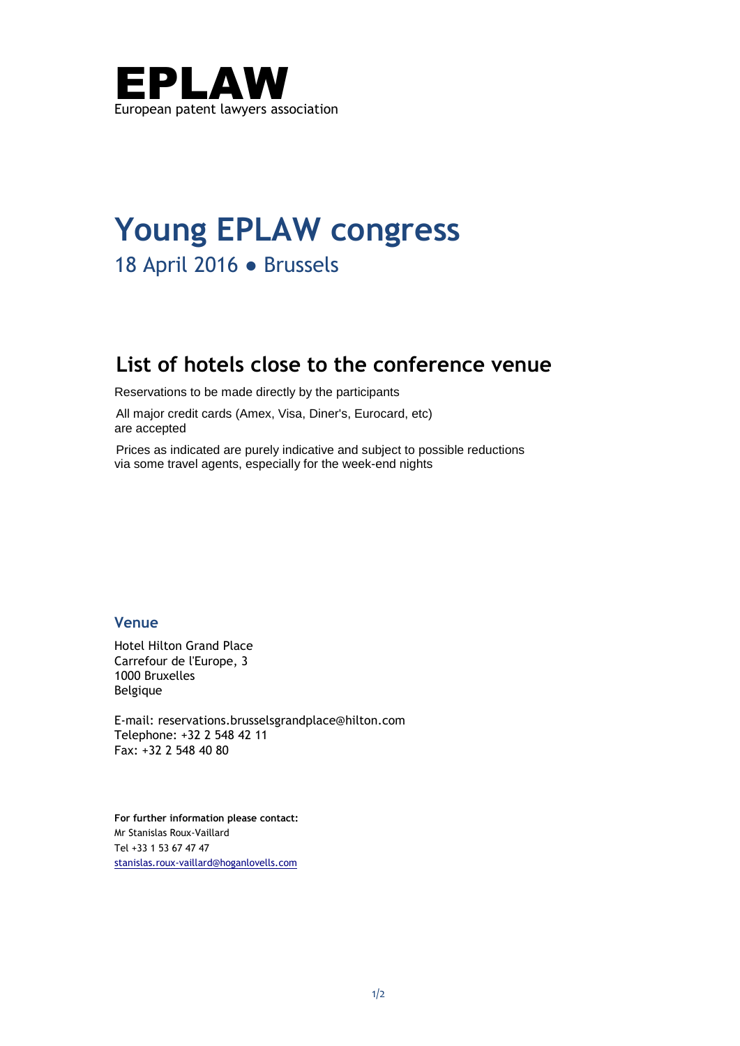# EPLAW

European patent lawyers association

# Young EPLAW congress

18 April 2016 ● Brussels

## List of hotels close to the conference venue

Reservations to be made directly by the participants

All major credit cards (Amex, Visa, Diner's, Eurocard, etc) are accepted

Prices as indicated are purely indicative and subject to possible reductions via some travel agents, especially for the week-end nights

### Venue

Hotel Hilton Grand Place
Carrefour de l'Europe, 3
1000 Bruxelles
Belgique

E-mail: reservations.brusselsgrandplace@hilton.com
Telephone: +32 2 548 42 11
Fax: +32 2 548 40 80

**For further information please contact:**
Mr Stanislas Roux-Vaillard
Tel +33 1 53 67 47 47
stanislas.roux-vaillard@hoganlovells.com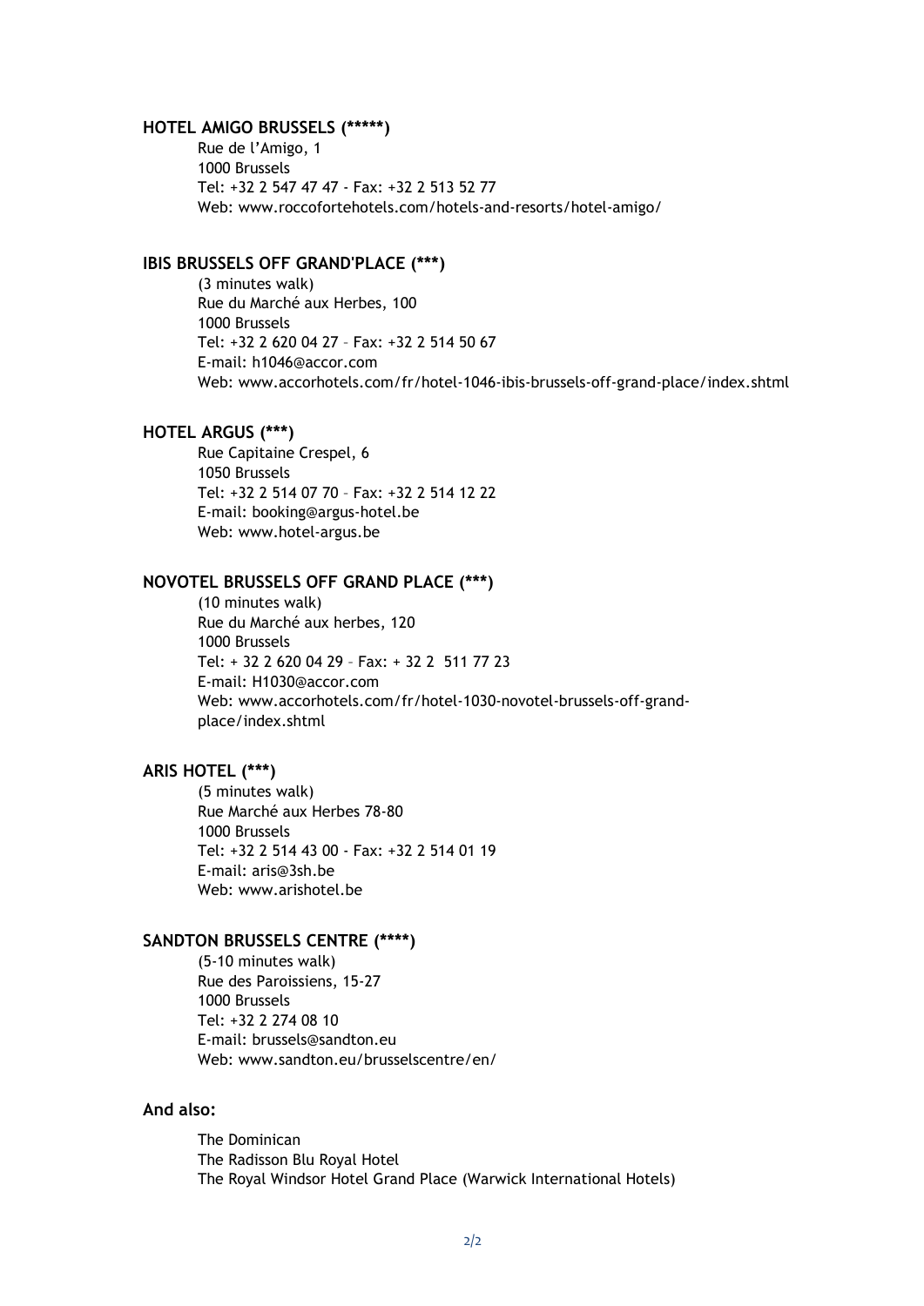**HOTEL AMIGO BRUSSELS (*****)**

Rue de l'Amigo, 1
1000 Brussels
Tel: +32 2 547 47 47 - Fax: +32 2 513 52 77
Web: www.roccofortehotels.com/hotels-and-resorts/hotel-amigo/

**IBIS BRUSSELS OFF GRAND'PLACE (***)**

(3 minutes walk)
Rue du Marché aux Herbes, 100
1000 Brussels
Tel: +32 2 620 04 27 – Fax: +32 2 514 50 67
E-mail: h1046@accor.com
Web: www.accorhotels.com/fr/hotel-1046-ibis-brussels-off-grand-place/index.shtml

**HOTEL ARGUS (***)**

Rue Capitaine Crespel, 6
1050 Brussels
Tel: +32 2 514 07 70 – Fax: +32 2 514 12 22
E-mail: booking@argus-hotel.be
Web: www.hotel-argus.be

**NOVOTEL BRUSSELS OFF GRAND PLACE (***)**

(10 minutes walk)
Rue du Marché aux herbes, 120
1000 Brussels
Tel: + 32 2 620 04 29 – Fax: + 32 2 511 77 23
E-mail: H1030@accor.com
Web: www.accorhotels.com/fr/hotel-1030-novotel-brussels-off-grand-place/index.shtml

**ARIS HOTEL (***)**

(5 minutes walk)
Rue Marché aux Herbes 78-80
1000 Brussels
Tel: +32 2 514 43 00 - Fax: +32 2 514 01 19
E-mail: aris@3sh.be
Web: www.arishotel.be

**SANDTON BRUSSELS CENTRE (****)**

(5-10 minutes walk)
Rue des Paroissiens, 15-27
1000 Brussels
Tel: +32 2 274 08 10
E-mail: brussels@sandton.eu
Web: www.sandton.eu/brusselscentre/en/

**And also:**

The Dominican
The Radisson Blu Royal Hotel
The Royal Windsor Hotel Grand Place (Warwick International Hotels)